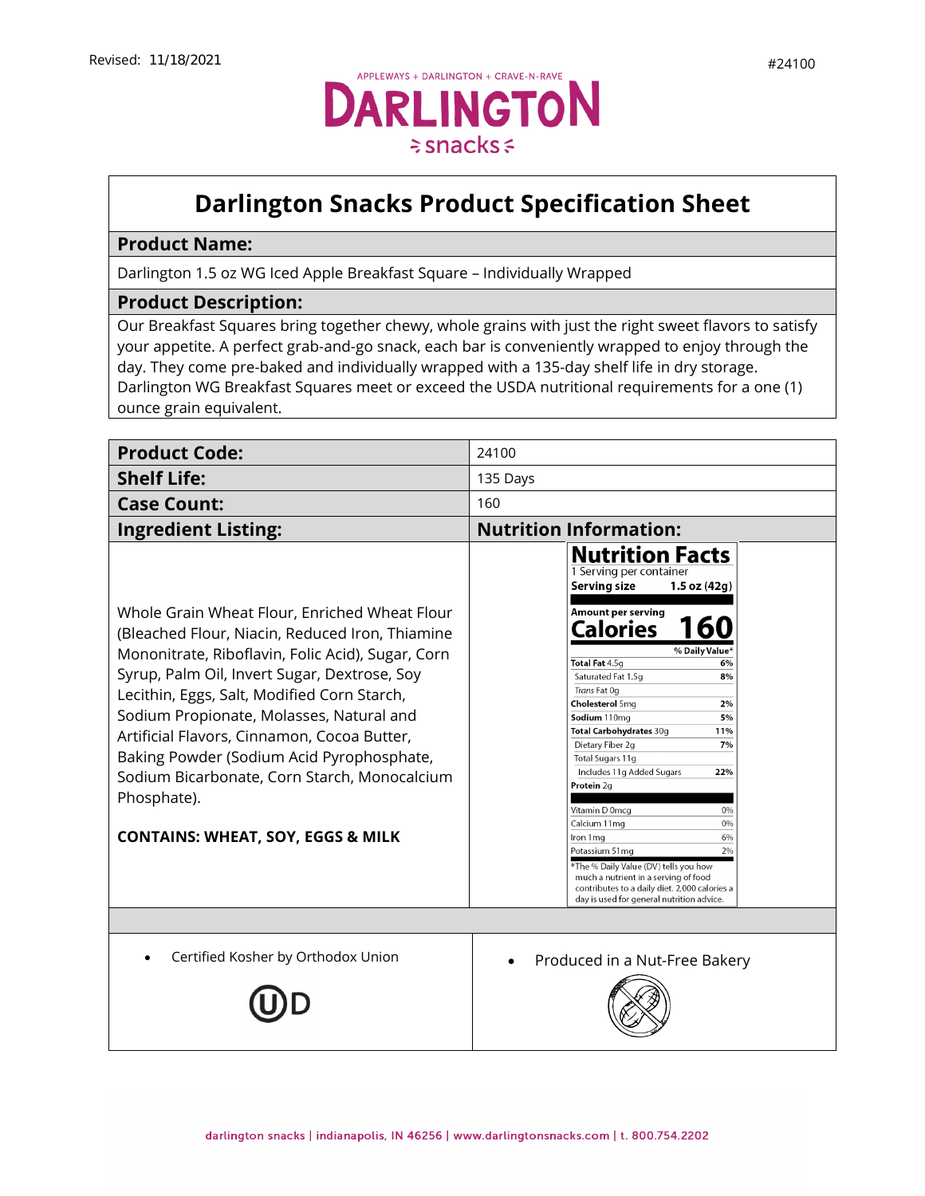Revised: 11/18/2021

#24100

APPLEWAYS + DARLINGTON + CRAVE-N-RAVE

DARLINGTON snacks

# Darlington Snacks Product Specification Sheet

## Product Name:

Darlington 1.5 oz WG Iced Apple Breakfast Square – Individually Wrapped

## Product Description:

Our Breakfast Squares bring together chewy, whole grains with just the right sweet flavors to satisfy your appetite. A perfect grab-and-go snack, each bar is conveniently wrapped to enjoy through the day. They come pre-baked and individually wrapped with a 135-day shelf life in dry storage. Darlington WG Breakfast Squares meet or exceed the USDA nutritional requirements for a one (1) ounce grain equivalent.

| **Product Code:** | 24100 |
|---|---|
| **Shelf Life:** | 135 Days |
| **Case Count:** | 160 |

## Ingredient Listing:

Whole Grain Wheat Flour, Enriched Wheat Flour (Bleached Flour, Niacin, Reduced Iron, Thiamine Mononitrate, Riboflavin, Folic Acid), Sugar, Corn Syrup, Palm Oil, Invert Sugar, Dextrose, Soy Lecithin, Eggs, Salt, Modified Corn Starch, Sodium Propionate, Molasses, Natural and Artificial Flavors, Cinnamon, Cocoa Butter, Baking Powder (Sodium Acid Pyrophosphate, Sodium Bicarbonate, Corn Starch, Monocalcium Phosphate).

**CONTAINS: WHEAT, SOY, EGGS & MILK**

## Nutrition Information:

**Nutrition Facts**

1 Serving per container

**Serving size 1.5 oz (42g)**

**Amount per serving**

**Calories 160**

| | % Daily Value* |
|---|---|
| **Total Fat** 4.5g | **6%** |
| Saturated Fat 1.5g | **8%** |
| *Trans* Fat 0g | |
| **Cholesterol** 5mg | **2%** |
| **Sodium** 110mg | **5%** |
| **Total Carbohydrates** 30g | **11%** |
| Dietary Fiber 2g | **7%** |
| Total Sugars 11g | |
| Includes 11g Added Sugars | **22%** |
| **Protein** 2g | |
| Vitamin D 0mcg | 0% |
| Calcium 11mg | 0% |
| Iron 1mg | 6% |
| Potassium 51mg | 2% |

*The % Daily Value (DV) tells you how much a nutrient in a serving of food contributes to a daily diet. 2,000 calories a day is used for general nutrition advice.

- Certified Kosher by Orthodox Union

ⓊD

- Produced in a Nut-Free Bakery

darlington snacks | indianapolis, IN 46256 | www.darlingtonsnacks.com | t. 800.754.2202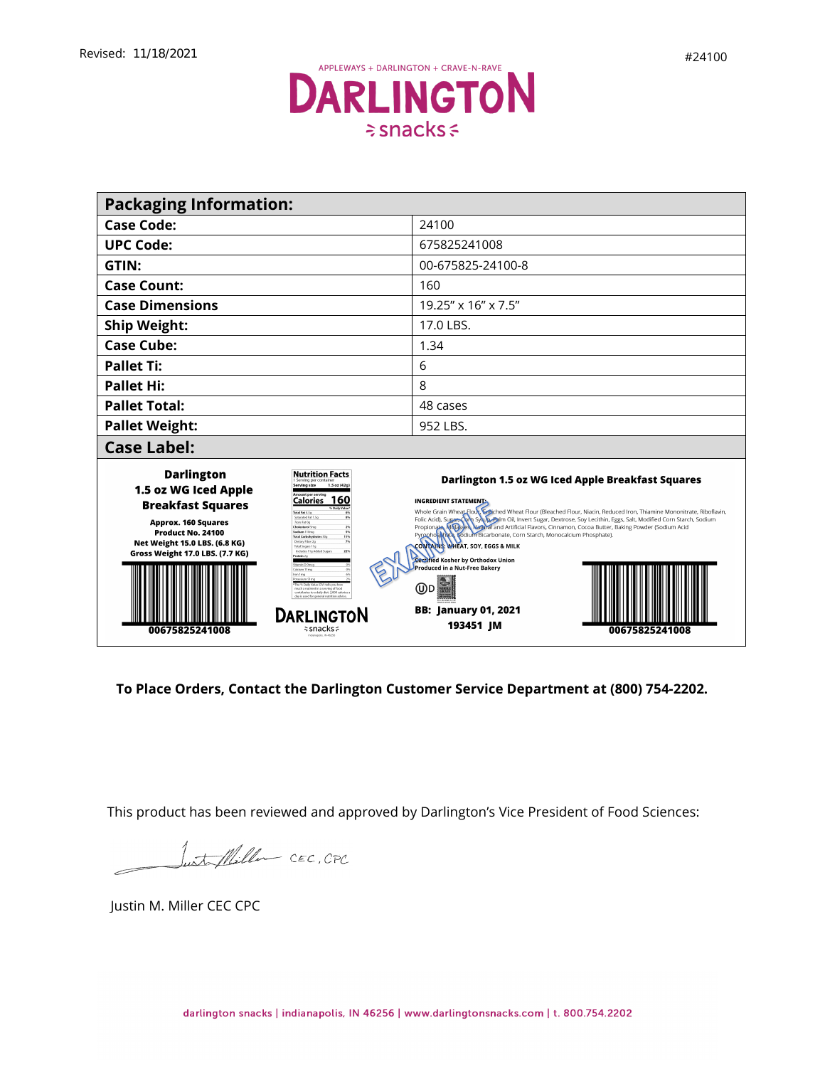Revised: 11/18/2021

#24100

APPLEWAYS + DARLINGTON + CRAVE-N-RAVE

# DARLINGTON snacks

| Packaging Information: | |
|---|---|
| **Case Code:** | 24100 |
| **UPC Code:** | 675825241008 |
| **GTIN:** | 00-675825-24100-8 |
| **Case Count:** | 160 |
| **Case Dimensions** | 19.25" x 16" x 7.5" |
| **Ship Weight:** | 17.0 LBS. |
| **Case Cube:** | 1.34 |
| **Pallet Ti:** | 6 |
| **Pallet Hi:** | 8 |
| **Pallet Total:** | 48 cases |
| **Pallet Weight:** | 952 LBS. |

## Case Label:

**Darlington**
**1.5 oz WG Iced Apple Breakfast Squares**

**Approx. 160 Squares**
**Product No. 24100**
**Net Weight 15.0 LBS. (6.8 KG)**
**Gross Weight 17.0 LBS. (7.7 KG)**

00675825241008

**Nutrition Facts**
1 Serving per container
Serving size 1.5 oz (42g)
Calories 160

DARLINGTON snacks

**Darlington 1.5 oz WG Iced Apple Breakfast Squares**

**INGREDIENT STATEMENT:**
Whole Grain Wheat Flour, Enriched Wheat Flour (Bleached Flour, Niacin, Reduced Iron, Thiamine Mononitrate, Riboflavin, Folic Acid), Sugar, Corn Syrup, Palm Oil, Invert Sugar, Dextrose, Soy Lecithin, Eggs, Salt, Modified Corn Starch, Sodium Propionate, Molasses, Natural and Artificial Flavors, Cinnamon, Cocoa Butter, Baking Powder (Sodium Acid Pyrophosphate, Sodium Bicarbonate, Corn Starch, Monocalcium Phosphate).

**CONTAINS: WHEAT, SOY, EGGS & MILK**

**Certified Kosher by Orthodox Union**
**Produced in a Nut-Free Bakery**

EXAMPLE

**BB: January 01, 2021**
**193451 JM**

00675825241008

**To Place Orders, Contact the Darlington Customer Service Department at (800) 754-2202.**

This product has been reviewed and approved by Darlington's Vice President of Food Sciences:

Justin M. Miller CEC CPC

darlington snacks | indianapolis, IN 46256 | www.darlingtonsnacks.com | t. 800.754.2202